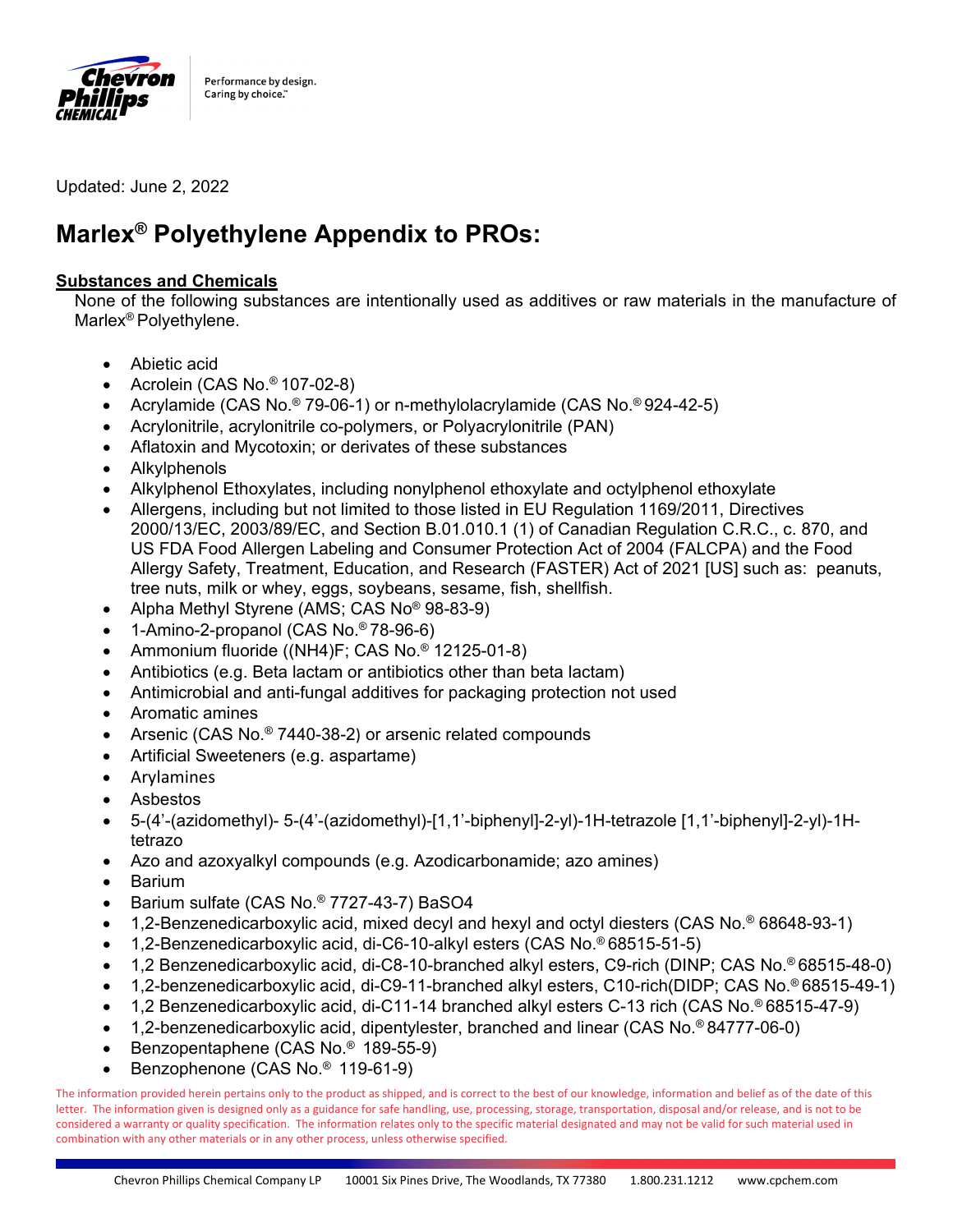Updated: June 2, 2022

# Marlex® Polyethylene Appendix to PROs:

## Substances and Chemicals

None of the following substances are intentionally used as additives or raw materials in the manufacture of Marlex® Polyethylene.

- Abietic acid
- Acrolein (CAS No.® 107-02-8)
- Acrylamide (CAS No.® 79-06-1) or n-methylolacrylamide (CAS No.® 924-42-5)
- Acrylonitrile, acrylonitrile co-polymers, or Polyacrylonitrile (PAN)
- Aflatoxin and Mycotoxin; or derivates of these substances
- Alkylphenols
- Alkylphenol Ethoxylates, including nonylphenol ethoxylate and octylphenol ethoxylate
- Allergens, including but not limited to those listed in EU Regulation 1169/2011, Directives 2000/13/EC, 2003/89/EC, and Section B.01.010.1 (1) of Canadian Regulation C.R.C., c. 870, and US FDA Food Allergen Labeling and Consumer Protection Act of 2004 (FALCPA) and the Food Allergy Safety, Treatment, Education, and Research (FASTER) Act of 2021 [US] such as: peanuts, tree nuts, milk or whey, eggs, soybeans, sesame, fish, shellfish.
- Alpha Methyl Styrene (AMS; CAS No® 98-83-9)
- 1-Amino-2-propanol (CAS No.® 78-96-6)
- Ammonium fluoride (($NH_4$)F; CAS No.® 12125-01-8)
- Antibiotics (e.g. Beta lactam or antibiotics other than beta lactam)
- Antimicrobial and anti-fungal additives for packaging protection not used
- Aromatic amines
- Arsenic (CAS No.® 7440-38-2) or arsenic related compounds
- Artificial Sweeteners (e.g. aspartame)
- Arylamines
- Asbestos
- 5-(4'-(azidomethyl)- 5-(4'-(azidomethyl)-[1,1'-biphenyl]-2-yl)-1H-tetrazole [1,1'-biphenyl]-2-yl)-1H-tetrazo
- Azo and azoxyalkyl compounds (e.g. Azodicarbonamide; azo amines)
- Barium
- Barium sulfate (CAS No.® 7727-43-7) $BaSO_4$
- 1,2-Benzenedicarboxylic acid, mixed decyl and hexyl and octyl diesters (CAS No.® 68648-93-1)
- 1,2-Benzenedicarboxylic acid, di-C6-10-alkyl esters (CAS No.® 68515-51-5)
- 1,2 Benzenedicarboxylic acid, di-C8-10-branched alkyl esters, C9-rich (DINP; CAS No.® 68515-48-0)
- 1,2-benzenedicarboxylic acid, di-C9-11-branched alkyl esters, C10-rich(DIDP; CAS No.® 68515-49-1)
- 1,2 Benzenedicarboxylic acid, di-C11-14 branched alkyl esters C-13 rich (CAS No.® 68515-47-9)
- 1,2-benzenedicarboxylic acid, dipentylester, branched and linear (CAS No.® 84777-06-0)
- Benzopentaphene (CAS No.® 189-55-9)
- Benzophenone (CAS No.® 119-61-9)

The information provided herein pertains only to the product as shipped, and is correct to the best of our knowledge, information and belief as of the date of this letter. The information given is designed only as a guidance for safe handling, use, processing, storage, transportation, disposal and/or release, and is not to be considered a warranty or quality specification. The information relates only to the specific material designated and may not be valid for such material used in combination with any other materials or in any other process, unless otherwise specified.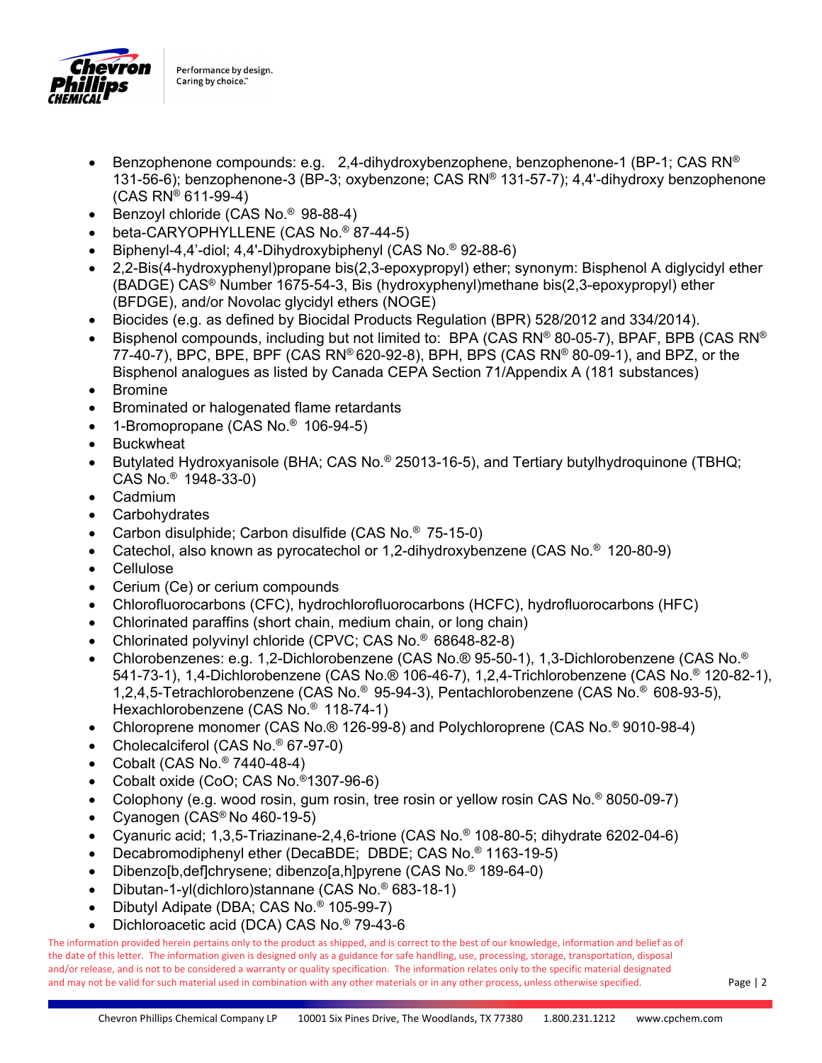- Benzophenone compounds: e.g. 2,4-dihydroxybenzophene, benzophenone-1 (BP-1; CAS RN® 131-56-6); benzophenone-3 (BP-3; oxybenzone; CAS RN® 131-57-7); 4,4'-dihydroxy benzophenone (CAS RN® 611-99-4)
- Benzoyl chloride (CAS No.® 98-88-4)
- beta-CARYOPHYLLENE (CAS No.® 87-44-5)
- Biphenyl-4,4'-diol; 4,4'-Dihydroxybiphenyl (CAS No.® 92-88-6)
- 2,2-Bis(4-hydroxyphenyl)propane bis(2,3-epoxypropyl) ether; synonym: Bisphenol A diglycidyl ether (BADGE) CAS® Number 1675-54-3, Bis (hydroxyphenyl)methane bis(2,3-epoxypropyl) ether (BFDGE), and/or Novolac glycidyl ethers (NOGE)
- Biocides (e.g. as defined by Biocidal Products Regulation (BPR) 528/2012 and 334/2014).
- Bisphenol compounds, including but not limited to: BPA (CAS RN® 80-05-7), BPAF, BPB (CAS RN® 77-40-7), BPC, BPE, BPF (CAS RN® 620-92-8), BPH, BPS (CAS RN® 80-09-1), and BPZ, or the Bisphenol analogues as listed by Canada CEPA Section 71/Appendix A (181 substances)
- Bromine
- Brominated or halogenated flame retardants
- 1-Bromopropane (CAS No.® 106-94-5)
- Buckwheat
- Butylated Hydroxyanisole (BHA; CAS No.® 25013-16-5), and Tertiary butylhydroquinone (TBHQ; CAS No.® 1948-33-0)
- Cadmium
- Carbohydrates
- Carbon disulphide; Carbon disulfide (CAS No.® 75-15-0)
- Catechol, also known as pyrocatechol or 1,2-dihydroxybenzene (CAS No.® 120-80-9)
- Cellulose
- Cerium (Ce) or cerium compounds
- Chlorofluorocarbons (CFC), hydrochlorofluorocarbons (HCFC), hydrofluorocarbons (HFC)
- Chlorinated paraffins (short chain, medium chain, or long chain)
- Chlorinated polyvinyl chloride (CPVC; CAS No.® 68648-82-8)
- Chlorobenzenes: e.g. 1,2-Dichlorobenzene (CAS No.® 95-50-1), 1,3-Dichlorobenzene (CAS No.® 541-73-1), 1,4-Dichlorobenzene (CAS No.® 106-46-7), 1,2,4-Trichlorobenzene (CAS No.® 120-82-1), 1,2,4,5-Tetrachlorobenzene (CAS No.® 95-94-3), Pentachlorobenzene (CAS No.® 608-93-5), Hexachlorobenzene (CAS No.® 118-74-1)
- Chloroprene monomer (CAS No.® 126-99-8) and Polychloroprene (CAS No.® 9010-98-4)
- Cholecalciferol (CAS No.® 67-97-0)
- Cobalt (CAS No.® 7440-48-4)
- Cobalt oxide (CoO; CAS No.®1307-96-6)
- Colophony (e.g. wood rosin, gum rosin, tree rosin or yellow rosin CAS No.® 8050-09-7)
- Cyanogen (CAS® No 460-19-5)
- Cyanuric acid; 1,3,5-Triazinane-2,4,6-trione (CAS No.® 108-80-5; dihydrate 6202-04-6)
- Decabromodiphenyl ether (DecaBDE; DBDE; CAS No.® 1163-19-5)
- Dibenzo[b,def]chrysene; dibenzo[a,h]pyrene (CAS No.® 189-64-0)
- Dibutan-1-yl(dichloro)stannane (CAS No.® 683-18-1)
- Dibutyl Adipate (DBA; CAS No.® 105-99-7)
- Dichloroacetic acid (DCA) CAS No.® 79-43-6

The information provided herein pertains only to the product as shipped, and is correct to the best of our knowledge, information and belief as of the date of this letter. The information given is designed only as a guidance for safe handling, use, processing, storage, transportation, disposal and/or release, and is not to be considered a warranty or quality specification. The information relates only to the specific material designated and may not be valid for such material used in combination with any other materials or in any other process, unless otherwise specified.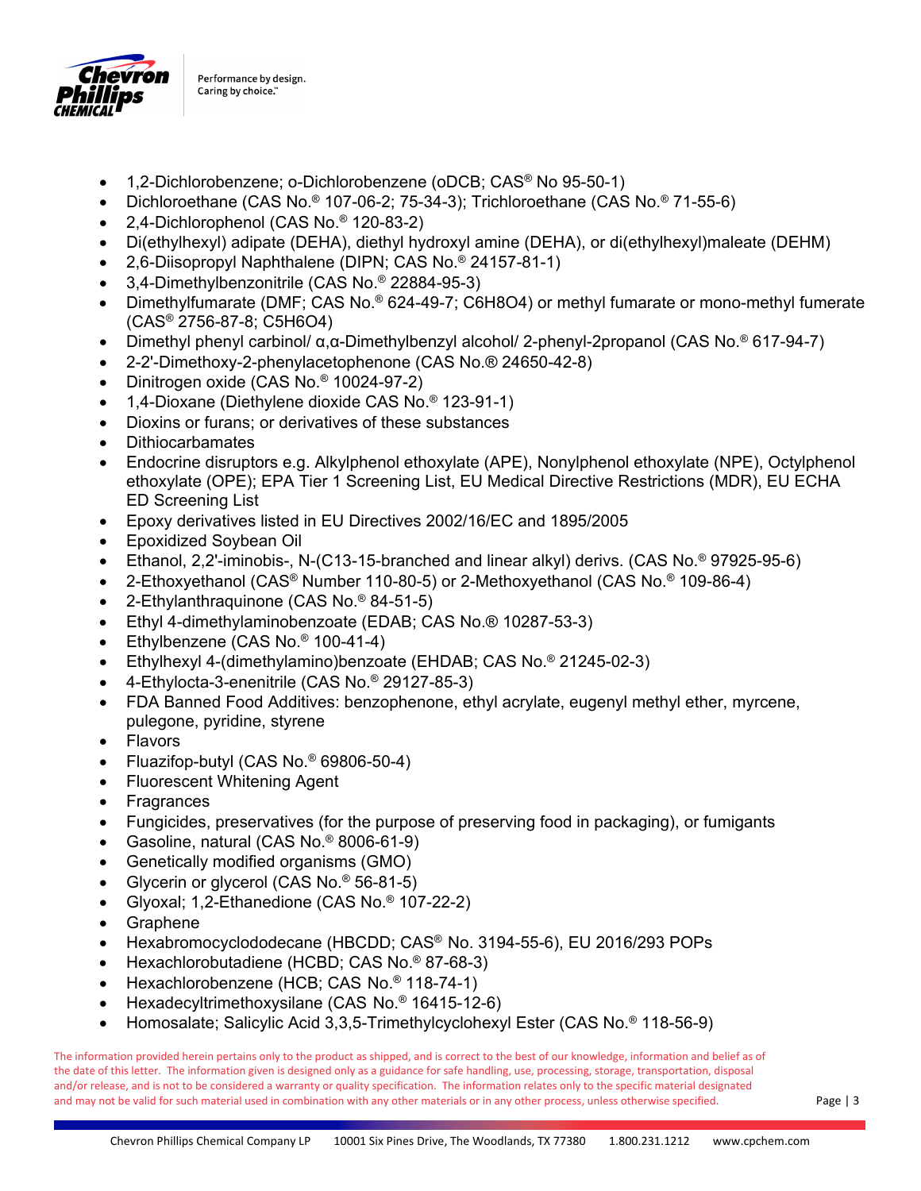- 1,2-Dichlorobenzene; o-Dichlorobenzene (oDCB; CAS® No 95-50-1)
- Dichloroethane (CAS No.® 107-06-2; 75-34-3); Trichloroethane (CAS No.® 71-55-6)
- 2,4-Dichlorophenol (CAS No.® 120-83-2)
- Di(ethylhexyl) adipate (DEHA), diethyl hydroxyl amine (DEHA), or di(ethylhexyl)maleate (DEHM)
- 2,6-Diisopropyl Naphthalene (DIPN; CAS No.® 24157-81-1)
- 3,4-Dimethylbenzonitrile (CAS No.® 22884-95-3)
- Dimethylfumarate (DMF; CAS No.® 624-49-7; $C_6H_8O_4$) or methyl fumarate or mono-methyl fumerate (CAS® 2756-87-8; $C_5H_6O_4$)
- Dimethyl phenyl carbinol/ α,α-Dimethylbenzyl alcohol/ 2-phenyl-2propanol (CAS No.® 617-94-7)
- 2-2'-Dimethoxy-2-phenylacetophenone (CAS No.® 24650-42-8)
- Dinitrogen oxide (CAS No.® 10024-97-2)
- 1,4-Dioxane (Diethylene dioxide CAS No.® 123-91-1)
- Dioxins or furans; or derivatives of these substances
- Dithiocarbamates
- Endocrine disruptors e.g. Alkylphenol ethoxylate (APE), Nonylphenol ethoxylate (NPE), Octylphenol ethoxylate (OPE); EPA Tier 1 Screening List, EU Medical Directive Restrictions (MDR), EU ECHA ED Screening List
- Epoxy derivatives listed in EU Directives 2002/16/EC and 1895/2005
- Epoxidized Soybean Oil
- Ethanol, 2,2'-iminobis-, N-(C13-15-branched and linear alkyl) derivs. (CAS No.® 97925-95-6)
- 2-Ethoxyethanol (CAS® Number 110-80-5) or 2-Methoxyethanol (CAS No.® 109-86-4)
- 2-Ethylanthraquinone (CAS No.® 84-51-5)
- Ethyl 4-dimethylaminobenzoate (EDAB; CAS No.® 10287-53-3)
- Ethylbenzene (CAS No.® 100-41-4)
- Ethylhexyl 4-(dimethylamino)benzoate (EHDAB; CAS No.® 21245-02-3)
- 4-Ethylocta-3-enenitrile (CAS No.® 29127-85-3)
- FDA Banned Food Additives: benzophenone, ethyl acrylate, eugenyl methyl ether, myrcene, pulegone, pyridine, styrene
- Flavors
- Fluazifop-butyl (CAS No.® 69806-50-4)
- Fluorescent Whitening Agent
- Fragrances
- Fungicides, preservatives (for the purpose of preserving food in packaging), or fumigants
- Gasoline, natural (CAS No.® 8006-61-9)
- Genetically modified organisms (GMO)
- Glycerin or glycerol (CAS No.® 56-81-5)
- Glyoxal; 1,2-Ethanedione (CAS No.® 107-22-2)
- Graphene
- Hexabromocyclododecane (HBCDD; CAS® No. 3194-55-6), EU 2016/293 POPs
- Hexachlorobutadiene (HCBD; CAS No.® 87-68-3)
- Hexachlorobenzene (HCB; CAS No.® 118-74-1)
- Hexadecyltrimethoxysilane (CAS No.® 16415-12-6)
- Homosalate; Salicylic Acid 3,3,5-Trimethylcyclohexyl Ester (CAS No.® 118-56-9)

The information provided herein pertains only to the product as shipped, and is correct to the best of our knowledge, information and belief as of the date of this letter. The information given is designed only as a guidance for safe handling, use, processing, storage, transportation, disposal and/or release, and is not to be considered a warranty or quality specification. The information relates only to the specific material designated and may not be valid for such material used in combination with any other materials or in any other process, unless otherwise specified.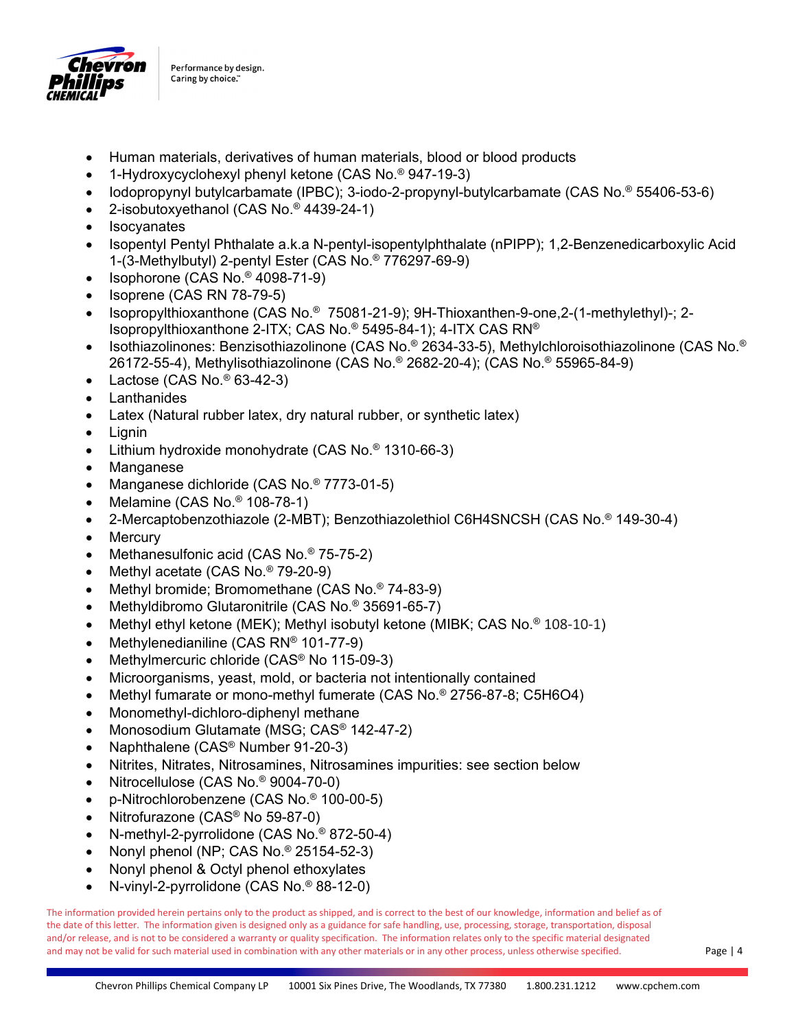- Human materials, derivatives of human materials, blood or blood products
- 1-Hydroxycyclohexyl phenyl ketone (CAS No.® 947-19-3)
- Iodopropynyl butylcarbamate (IPBC); 3-iodo-2-propynyl-butylcarbamate (CAS No.® 55406-53-6)
- 2-isobutoxyethanol (CAS No.® 4439-24-1)
- Isocyanates
- Isopentyl Pentyl Phthalate a.k.a N-pentyl-isopentylphthalate (nPIPP); 1,2-Benzenedicarboxylic Acid 1-(3-Methylbutyl) 2-pentyl Ester (CAS No.® 776297-69-9)
- Isophorone (CAS No.® 4098-71-9)
- Isoprene (CAS RN 78-79-5)
- Isopropylthioxanthone (CAS No.® 75081-21-9); 9H-Thioxanthen-9-one,2-(1-methylethyl)-; 2-Isopropylthioxanthone 2-ITX; CAS No.® 5495-84-1); 4-ITX CAS RN®
- Isothiazolinones: Benzisothiazolinone (CAS No.® 2634-33-5), Methylchloroisothiazolinone (CAS No.® 26172-55-4), Methylisothiazolinone (CAS No.® 2682-20-4); (CAS No.® 55965-84-9)
- Lactose (CAS No.® 63-42-3)
- Lanthanides
- Latex (Natural rubber latex, dry natural rubber, or synthetic latex)
- Lignin
- Lithium hydroxide monohydrate (CAS No.® 1310-66-3)
- Manganese
- Manganese dichloride (CAS No.® 7773-01-5)
- Melamine (CAS No.® 108-78-1)
- 2-Mercaptobenzothiazole (2-MBT); Benzothiazolethiol C6H4SNCSH (CAS No.® 149-30-4)
- Mercury
- Methanesulfonic acid (CAS No.® 75-75-2)
- Methyl acetate (CAS No.® 79-20-9)
- Methyl bromide; Bromomethane (CAS No.® 74-83-9)
- Methyldibromo Glutaronitrile (CAS No.® 35691-65-7)
- Methyl ethyl ketone (MEK); Methyl isobutyl ketone (MIBK; CAS No.® 108-10-1)
- Methylenedianiline (CAS RN® 101-77-9)
- Methylmercuric chloride (CAS® No 115-09-3)
- Microorganisms, yeast, mold, or bacteria not intentionally contained
- Methyl fumarate or mono-methyl fumerate (CAS No.® 2756-87-8; C5H6O4)
- Monomethyl-dichloro-diphenyl methane
- Monosodium Glutamate (MSG; CAS® 142-47-2)
- Naphthalene (CAS® Number 91-20-3)
- Nitrites, Nitrates, Nitrosamines, Nitrosamines impurities: see section below
- Nitrocellulose (CAS No.® 9004-70-0)
- p-Nitrochlorobenzene (CAS No.® 100-00-5)
- Nitrofurazone (CAS® No 59-87-0)
- N-methyl-2-pyrrolidone (CAS No.® 872-50-4)
- Nonyl phenol (NP; CAS No.® 25154-52-3)
- Nonyl phenol & Octyl phenol ethoxylates
- N-vinyl-2-pyrrolidone (CAS No.® 88-12-0)

The information provided herein pertains only to the product as shipped, and is correct to the best of our knowledge, information and belief as of the date of this letter. The information given is designed only as a guidance for safe handling, use, processing, storage, transportation, disposal and/or release, and is not to be considered a warranty or quality specification. The information relates only to the specific material designated and may not be valid for such material used in combination with any other materials or in any other process, unless otherwise specified.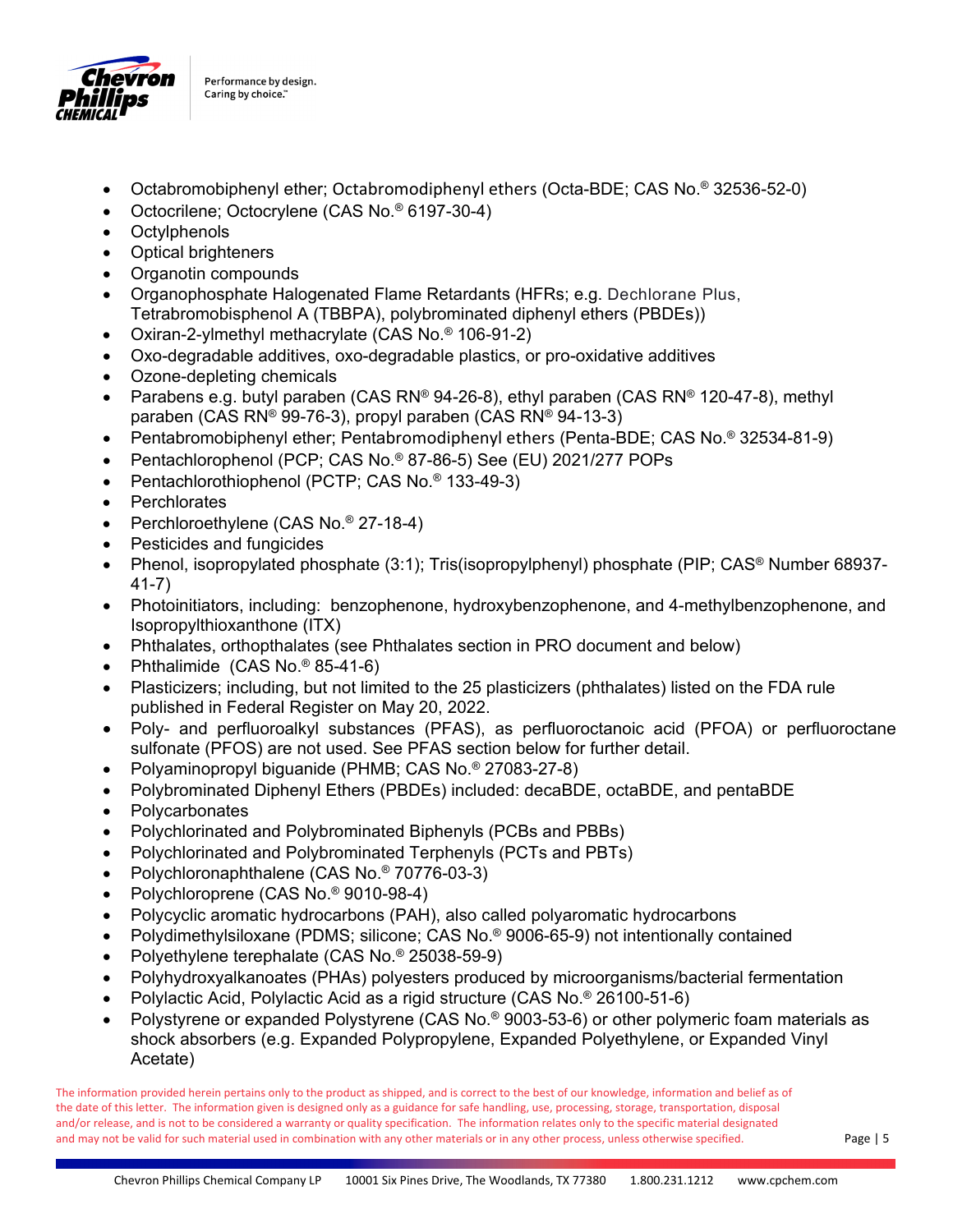- Octabromobiphenyl ether; Octabromodiphenyl ethers (Octa-BDE; CAS No.® 32536-52-0)
- Octocrilene; Octocrylene (CAS No.® 6197-30-4)
- Octylphenols
- Optical brighteners
- Organotin compounds
- Organophosphate Halogenated Flame Retardants (HFRs; e.g. Dechlorane Plus, Tetrabromobisphenol A (TBBPA), polybrominated diphenyl ethers (PBDEs))
- Oxiran-2-ylmethyl methacrylate (CAS No.® 106-91-2)
- Oxo-degradable additives, oxo-degradable plastics, or pro-oxidative additives
- Ozone-depleting chemicals
- Parabens e.g. butyl paraben (CAS RN® 94-26-8), ethyl paraben (CAS RN® 120-47-8), methyl paraben (CAS RN® 99-76-3), propyl paraben (CAS RN® 94-13-3)
- Pentabromobiphenyl ether; Pentabromodiphenyl ethers (Penta-BDE; CAS No.® 32534-81-9)
- Pentachlorophenol (PCP; CAS No.® 87-86-5) See (EU) 2021/277 POPs
- Pentachlorothiophenol (PCTP; CAS No.® 133-49-3)
- Perchlorates
- Perchloroethylene (CAS No.® 27-18-4)
- Pesticides and fungicides
- Phenol, isopropylated phosphate (3:1); Tris(isopropylphenyl) phosphate (PIP; CAS® Number 68937-41-7)
- Photoinitiators, including: benzophenone, hydroxybenzophenone, and 4-methylbenzophenone, and Isopropylthioxanthone (ITX)
- Phthalates, orthopthalates (see Phthalates section in PRO document and below)
- Phthalimide (CAS No.® 85-41-6)
- Plasticizers; including, but not limited to the 25 plasticizers (phthalates) listed on the FDA rule published in Federal Register on May 20, 2022.
- Poly- and perfluoroalkyl substances (PFAS), as perfluoroctanoic acid (PFOA) or perfluoroctane sulfonate (PFOS) are not used. See PFAS section below for further detail.
- Polyaminopropyl biguanide (PHMB; CAS No.® 27083-27-8)
- Polybrominated Diphenyl Ethers (PBDEs) included: decaBDE, octaBDE, and pentaBDE
- Polycarbonates
- Polychlorinated and Polybrominated Biphenyls (PCBs and PBBs)
- Polychlorinated and Polybrominated Terphenyls (PCTs and PBTs)
- Polychloronaphthalene (CAS No.® 70776-03-3)
- Polychloroprene (CAS No.® 9010-98-4)
- Polycyclic aromatic hydrocarbons (PAH), also called polyaromatic hydrocarbons
- Polydimethylsiloxane (PDMS; silicone; CAS No.® 9006-65-9) not intentionally contained
- Polyethylene terephalate (CAS No.® 25038-59-9)
- Polyhydroxyalkanoates (PHAs) polyesters produced by microorganisms/bacterial fermentation
- Polylactic Acid, Polylactic Acid as a rigid structure (CAS No.® 26100-51-6)
- Polystyrene or expanded Polystyrene (CAS No.® 9003-53-6) or other polymeric foam materials as shock absorbers (e.g. Expanded Polypropylene, Expanded Polyethylene, or Expanded Vinyl Acetate)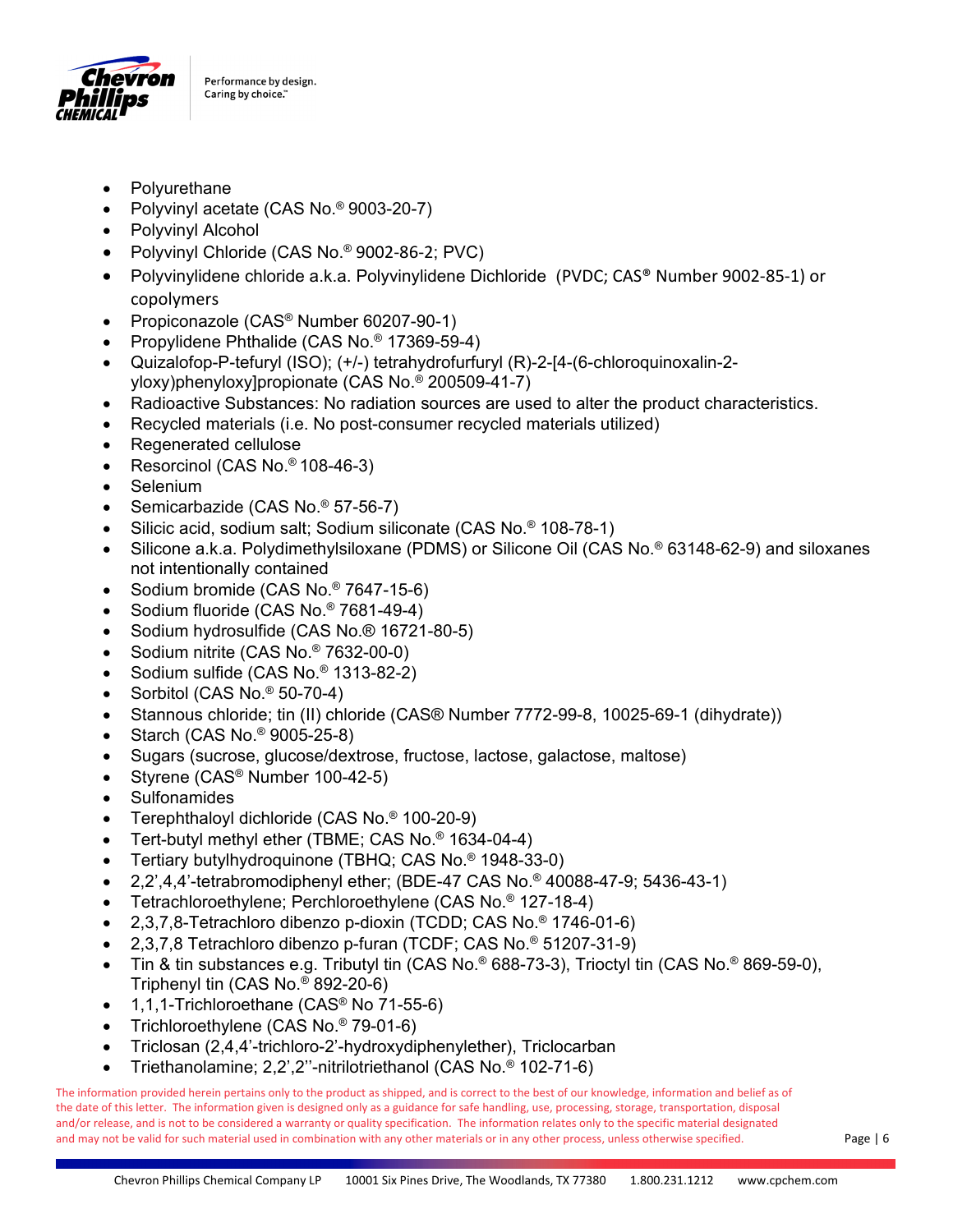- Polyurethane
- Polyvinyl acetate (CAS No.® 9003-20-7)
- Polyvinyl Alcohol
- Polyvinyl Chloride (CAS No.® 9002-86-2; PVC)
- Polyvinylidene chloride a.k.a. Polyvinylidene Dichloride (PVDC; CAS® Number 9002-85-1) or copolymers
- Propiconazole (CAS® Number 60207-90-1)
- Propylidene Phthalide (CAS No.® 17369-59-4)
- Quizalofop-P-tefuryl (ISO); (+/-) tetrahydrofurfuryl (R)-2-[4-(6-chloroquinoxalin-2-yloxy)phenyloxy]propionate (CAS No.® 200509-41-7)
- Radioactive Substances: No radiation sources are used to alter the product characteristics.
- Recycled materials (i.e. No post-consumer recycled materials utilized)
- Regenerated cellulose
- Resorcinol (CAS No.® 108-46-3)
- Selenium
- Semicarbazide (CAS No.® 57-56-7)
- Silicic acid, sodium salt; Sodium siliconate (CAS No.® 108-78-1)
- Silicone a.k.a. Polydimethylsiloxane (PDMS) or Silicone Oil (CAS No.® 63148-62-9) and siloxanes not intentionally contained
- Sodium bromide (CAS No.® 7647-15-6)
- Sodium fluoride (CAS No.® 7681-49-4)
- Sodium hydrosulfide (CAS No.® 16721-80-5)
- Sodium nitrite (CAS No.® 7632-00-0)
- Sodium sulfide (CAS No.® 1313-82-2)
- Sorbitol (CAS No.® 50-70-4)
- Stannous chloride; tin (II) chloride (CAS® Number 7772-99-8, 10025-69-1 (dihydrate))
- Starch (CAS No.® 9005-25-8)
- Sugars (sucrose, glucose/dextrose, fructose, lactose, galactose, maltose)
- Styrene (CAS® Number 100-42-5)
- Sulfonamides
- Terephthaloyl dichloride (CAS No.® 100-20-9)
- Tert-butyl methyl ether (TBME; CAS No.® 1634-04-4)
- Tertiary butylhydroquinone (TBHQ; CAS No.® 1948-33-0)
- 2,2',4,4'-tetrabromodiphenyl ether; (BDE-47 CAS No.® 40088-47-9; 5436-43-1)
- Tetrachloroethylene; Perchloroethylene (CAS No.® 127-18-4)
- 2,3,7,8-Tetrachloro dibenzo p-dioxin (TCDD; CAS No.® 1746-01-6)
- 2,3,7,8 Tetrachloro dibenzo p-furan (TCDF; CAS No.® 51207-31-9)
- Tin & tin substances e.g. Tributyl tin (CAS No.® 688-73-3), Trioctyl tin (CAS No.® 869-59-0), Triphenyl tin (CAS No.® 892-20-6)
- 1,1,1-Trichloroethane (CAS® No 71-55-6)
- Trichloroethylene (CAS No.® 79-01-6)
- Triclosan (2,4,4'-trichloro-2'-hydroxydiphenylether), Triclocarban
- Triethanolamine; 2,2',2''-nitrilotriethanol (CAS No.® 102-71-6)

The information provided herein pertains only to the product as shipped, and is correct to the best of our knowledge, information and belief as of the date of this letter. The information given is designed only as a guidance for safe handling, use, processing, storage, transportation, disposal and/or release, and is not to be considered a warranty or quality specification. The information relates only to the specific material designated and may not be valid for such material used in combination with any other materials or in any other process, unless otherwise specified.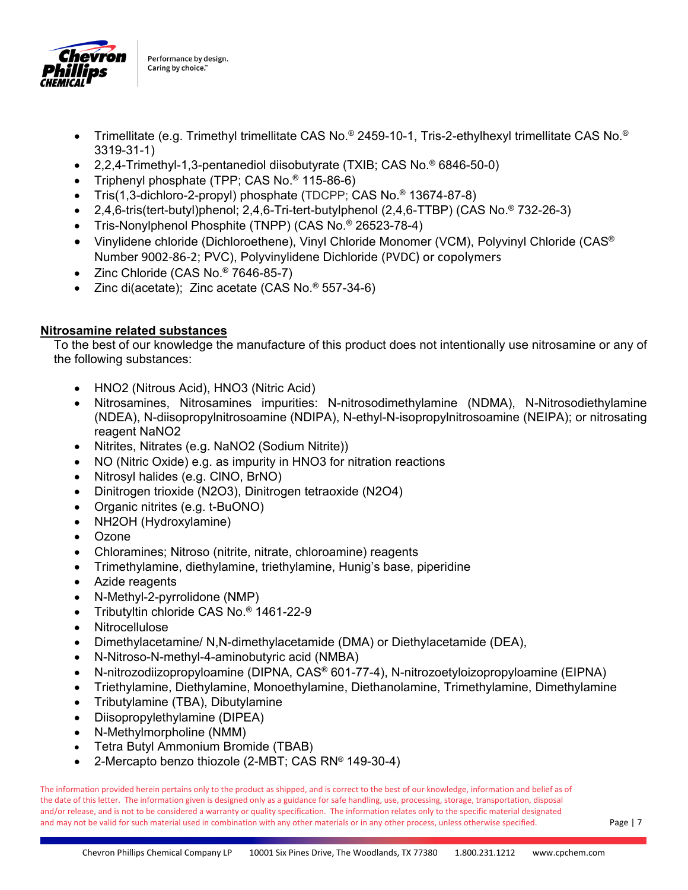- Trimellitate (e.g. Trimethyl trimellitate CAS No.® 2459-10-1, Tris-2-ethylhexyl trimellitate CAS No.® 3319-31-1)
- 2,2,4-Trimethyl-1,3-pentanediol diisobutyrate (TXIB; CAS No.® 6846-50-0)
- Triphenyl phosphate (TPP; CAS No.® 115-86-6)
- Tris(1,3-dichloro-2-propyl) phosphate (TDCPP; CAS No.® 13674-87-8)
- 2,4,6-tris(tert-butyl)phenol; 2,4,6-Tri-tert-butylphenol (2,4,6-TTBP) (CAS No.® 732-26-3)
- Tris-Nonylphenol Phosphite (TNPP) (CAS No.® 26523-78-4)
- Vinylidene chloride (Dichloroethene), Vinyl Chloride Monomer (VCM), Polyvinyl Chloride (CAS® Number 9002-86-2; PVC), Polyvinylidene Dichloride (PVDC) or copolymers
- Zinc Chloride (CAS No.® 7646-85-7)
- Zinc di(acetate); Zinc acetate (CAS No.® 557-34-6)

**Nitrosamine related substances**

To the best of our knowledge the manufacture of this product does not intentionally use nitrosamine or any of the following substances:

- HNO2 (Nitrous Acid), HNO3 (Nitric Acid)
- Nitrosamines, Nitrosamines impurities: N-nitrosodimethylamine (NDMA), N-Nitrosodiethylamine (NDEA), N-diisopropylnitrosoamine (NDIPA), N-ethyl-N-isopropylnitrosoamine (NEIPA); or nitrosating reagent NaNO2
- Nitrites, Nitrates (e.g. NaNO2 (Sodium Nitrite))
- NO (Nitric Oxide) e.g. as impurity in HNO3 for nitration reactions
- Nitrosyl halides (e.g. ClNO, BrNO)
- Dinitrogen trioxide (N2O3), Dinitrogen tetraoxide (N2O4)
- Organic nitrites (e.g. t-BuONO)
- NH2OH (Hydroxylamine)
- Ozone
- Chloramines; Nitroso (nitrite, nitrate, chloroamine) reagents
- Trimethylamine, diethylamine, triethylamine, Hunig's base, piperidine
- Azide reagents
- N-Methyl-2-pyrrolidone (NMP)
- Tributyltin chloride CAS No.® 1461-22-9
- Nitrocellulose
- Dimethylacetamine/ N,N-dimethylacetamide (DMA) or Diethylacetamide (DEA),
- N-Nitroso-N-methyl-4-aminobutyric acid (NMBA)
- N-nitrozodiizopropyloamine (DIPNA, CAS® 601-77-4), N-nitrozoetyloizopropyloamine (EIPNA)
- Triethylamine, Diethylamine, Monoethylamine, Diethanolamine, Trimethylamine, Dimethylamine
- Tributylamine (TBA), Dibutylamine
- Diisopropylethylamine (DIPEA)
- N-Methylmorpholine (NMM)
- Tetra Butyl Ammonium Bromide (TBAB)
- 2-Mercapto benzo thiozole (2-MBT; CAS RN® 149-30-4)

The information provided herein pertains only to the product as shipped, and is correct to the best of our knowledge, information and belief as of the date of this letter. The information given is designed only as a guidance for safe handling, use, processing, storage, transportation, disposal and/or release, and is not to be considered a warranty or quality specification. The information relates only to the specific material designated and may not be valid for such material used in combination with any other materials or in any other process, unless otherwise specified.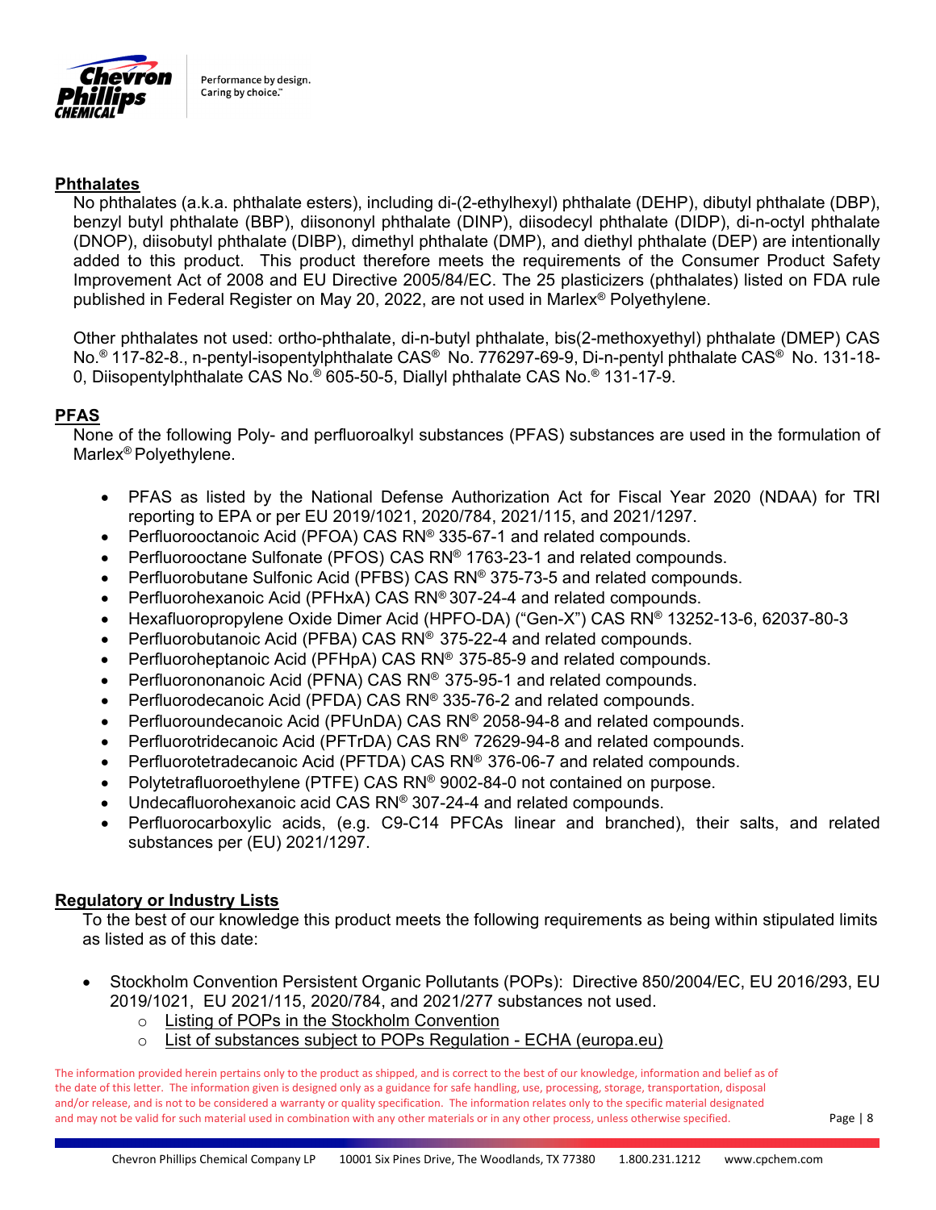## Phthalates

No phthalates (a.k.a. phthalate esters), including di-(2-ethylhexyl) phthalate (DEHP), dibutyl phthalate (DBP), benzyl butyl phthalate (BBP), diisononyl phthalate (DINP), diisodecyl phthalate (DIDP), di-n-octyl phthalate (DNOP), diisobutyl phthalate (DIBP), dimethyl phthalate (DMP), and diethyl phthalate (DEP) are intentionally added to this product. This product therefore meets the requirements of the Consumer Product Safety Improvement Act of 2008 and EU Directive 2005/84/EC. The 25 plasticizers (phthalates) listed on FDA rule published in Federal Register on May 20, 2022, are not used in Marlex® Polyethylene.

Other phthalates not used: ortho-phthalate, di-n-butyl phthalate, bis(2-methoxyethyl) phthalate (DMEP) CAS No.® 117-82-8., n-pentyl-isopentylphthalate CAS® No. 776297-69-9, Di-n-pentyl phthalate CAS® No. 131-18-0, Diisopentylphthalate CAS No.® 605-50-5, Diallyl phthalate CAS No.® 131-17-9.

## PFAS

None of the following Poly- and perfluoroalkyl substances (PFAS) substances are used in the formulation of Marlex® Polyethylene.

- PFAS as listed by the National Defense Authorization Act for Fiscal Year 2020 (NDAA) for TRI reporting to EPA or per EU 2019/1021, 2020/784, 2021/115, and 2021/1297.
- Perfluorooctanoic Acid (PFOA) CAS RN® 335-67-1 and related compounds.
- Perfluorooctane Sulfonate (PFOS) CAS RN® 1763-23-1 and related compounds.
- Perfluorobutane Sulfonic Acid (PFBS) CAS RN® 375-73-5 and related compounds.
- Perfluorohexanoic Acid (PFHxA) CAS RN® 307-24-4 and related compounds.
- Hexafluoropropylene Oxide Dimer Acid (HPFO-DA) ("Gen-X") CAS RN® 13252-13-6, 62037-80-3
- Perfluorobutanoic Acid (PFBA) CAS RN® 375-22-4 and related compounds.
- Perfluoroheptanoic Acid (PFHpA) CAS RN® 375-85-9 and related compounds.
- Perfluorononanoic Acid (PFNA) CAS RN® 375-95-1 and related compounds.
- Perfluorodecanoic Acid (PFDA) CAS RN® 335-76-2 and related compounds.
- Perfluoroundecanoic Acid (PFUnDA) CAS RN® 2058-94-8 and related compounds.
- Perfluorotridecanoic Acid (PFTrDA) CAS RN® 72629-94-8 and related compounds.
- Perfluorotetradecanoic Acid (PFTDA) CAS RN® 376-06-7 and related compounds.
- Polytetrafluoroethylene (PTFE) CAS RN® 9002-84-0 not contained on purpose.
- Undecafluorohexanoic acid CAS RN® 307-24-4 and related compounds.
- Perfluorocarboxylic acids, (e.g. C9-C14 PFCAs linear and branched), their salts, and related substances per (EU) 2021/1297.

## Regulatory or Industry Lists

To the best of our knowledge this product meets the following requirements as being within stipulated limits as listed as of this date:

- Stockholm Convention Persistent Organic Pollutants (POPs): Directive 850/2004/EC, EU 2016/293, EU 2019/1021, EU 2021/115, 2020/784, and 2021/277 substances not used.
  - Listing of POPs in the Stockholm Convention
  - List of substances subject to POPs Regulation - ECHA (europa.eu)

The information provided herein pertains only to the product as shipped, and is correct to the best of our knowledge, information and belief as of the date of this letter. The information given is designed only as a guidance for safe handling, use, processing, storage, transportation, disposal and/or release, and is not to be considered a warranty or quality specification. The information relates only to the specific material designated and may not be valid for such material used in combination with any other materials or in any other process, unless otherwise specified.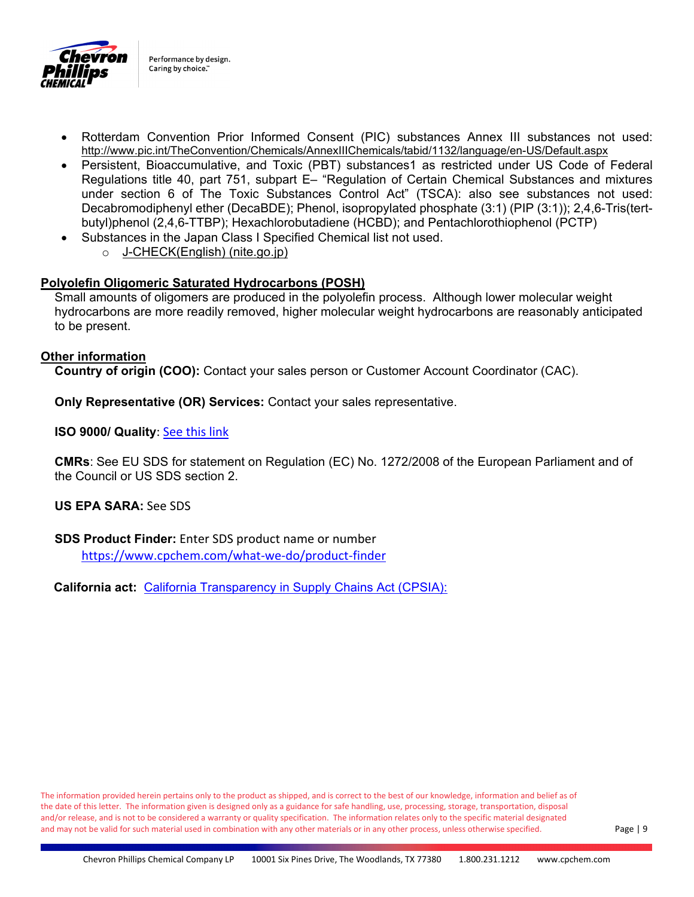- Rotterdam Convention Prior Informed Consent (PIC) substances Annex III substances not used: http://www.pic.int/TheConvention/Chemicals/AnnexIIIChemicals/tabid/1132/language/en-US/Default.aspx
- Persistent, Bioaccumulative, and Toxic (PBT) substances1 as restricted under US Code of Federal Regulations title 40, part 751, subpart E– "Regulation of Certain Chemical Substances and mixtures under section 6 of The Toxic Substances Control Act" (TSCA): also see substances not used: Decabromodiphenyl ether (DecaBDE); Phenol, isopropylated phosphate (3:1) (PIP (3:1)); 2,4,6-Tris(tert-butyl)phenol (2,4,6-TTBP); Hexachlorobutadiene (HCBD); and Pentachlorothiophenol (PCTP)
- Substances in the Japan Class I Specified Chemical list not used.
  - J-CHECK(English) (nite.go.jp)

**Polyolefin Oligomeric Saturated Hydrocarbons (POSH)**

Small amounts of oligomers are produced in the polyolefin process. Although lower molecular weight hydrocarbons are more readily removed, higher molecular weight hydrocarbons are reasonably anticipated to be present.

**Other information**

**Country of origin (COO):** Contact your sales person or Customer Account Coordinator (CAC).

**Only Representative (OR) Services:** Contact your sales representative.

**ISO 9000/ Quality**: See this link

**CMRs**: See EU SDS for statement on Regulation (EC) No. 1272/2008 of the European Parliament and of the Council or US SDS section 2.

**US EPA SARA:** See SDS

**SDS Product Finder:** Enter SDS product name or number
https://www.cpchem.com/what-we-do/product-finder

**California act:** California Transparency in Supply Chains Act (CPSIA):

The information provided herein pertains only to the product as shipped, and is correct to the best of our knowledge, information and belief as of the date of this letter. The information given is designed only as a guidance for safe handling, use, processing, storage, transportation, disposal and/or release, and is not to be considered a warranty or quality specification. The information relates only to the specific material designated and may not be valid for such material used in combination with any other materials or in any other process, unless otherwise specified.